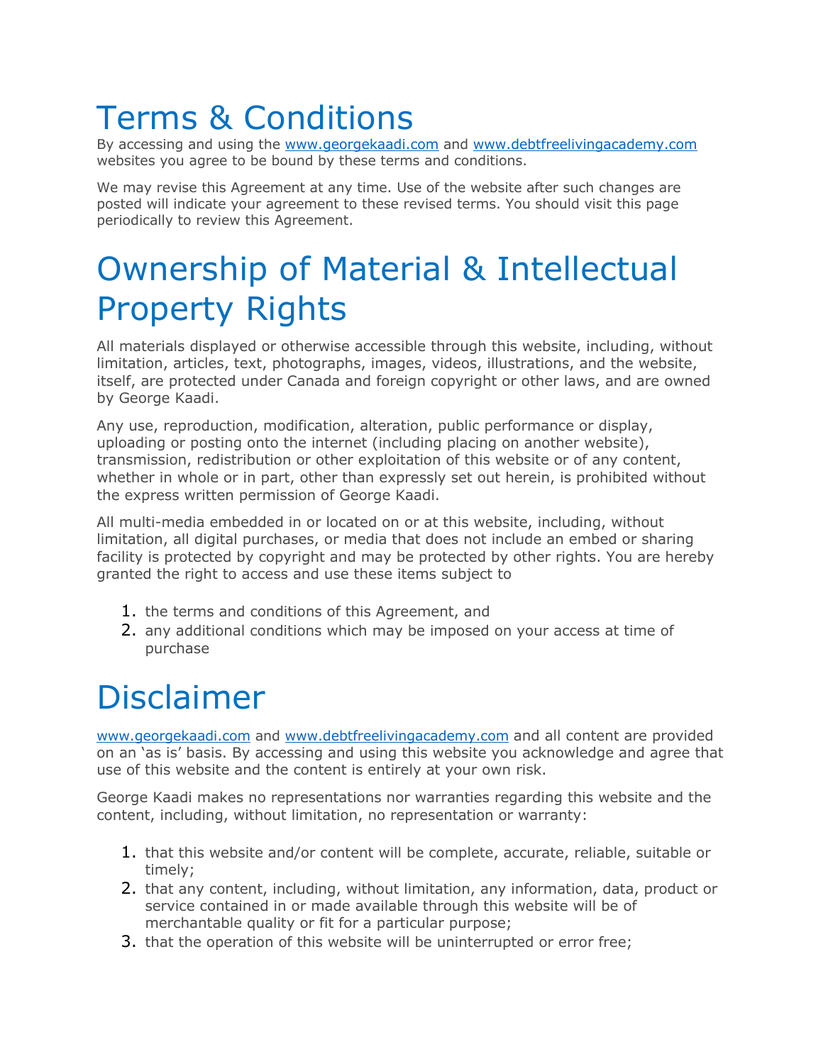# Terms & Conditions

By accessing and using the [www.georgekaadi.com](http://www.georgekaadi.com) and [www.debtfreelivingacademy.com](http://www.debtfreelivingacademy.com) websites you agree to be bound by these terms and conditions.

We may revise this Agreement at any time. Use of the website after such changes are posted will indicate your agreement to these revised terms. You should visit this page periodically to review this Agreement.

# Ownership of Material & Intellectual Property Rights

All materials displayed or otherwise accessible through this website, including, without limitation, articles, text, photographs, images, videos, illustrations, and the website, itself, are protected under Canada and foreign copyright or other laws, and are owned by George Kaadi.

Any use, reproduction, modification, alteration, public performance or display, uploading or posting onto the internet (including placing on another website), transmission, redistribution or other exploitation of this website or of any content, whether in whole or in part, other than expressly set out herein, is prohibited without the express written permission of George Kaadi.

All multi-media embedded in or located on or at this website, including, without limitation, all digital purchases, or media that does not include an embed or sharing facility is protected by copyright and may be protected by other rights. You are hereby granted the right to access and use these items subject to

1. the terms and conditions of this Agreement, and
2. any additional conditions which may be imposed on your access at time of purchase

# Disclaimer

[www.georgekaadi.com](http://www.georgekaadi.com) and [www.debtfreelivingacademy.com](http://www.debtfreelivingacademy.com) and all content are provided on an 'as is' basis. By accessing and using this website you acknowledge and agree that use of this website and the content is entirely at your own risk.

George Kaadi makes no representations nor warranties regarding this website and the content, including, without limitation, no representation or warranty:

1. that this website and/or content will be complete, accurate, reliable, suitable or timely;
2. that any content, including, without limitation, any information, data, product or service contained in or made available through this website will be of merchantable quality or fit for a particular purpose;
3. that the operation of this website will be uninterrupted or error free;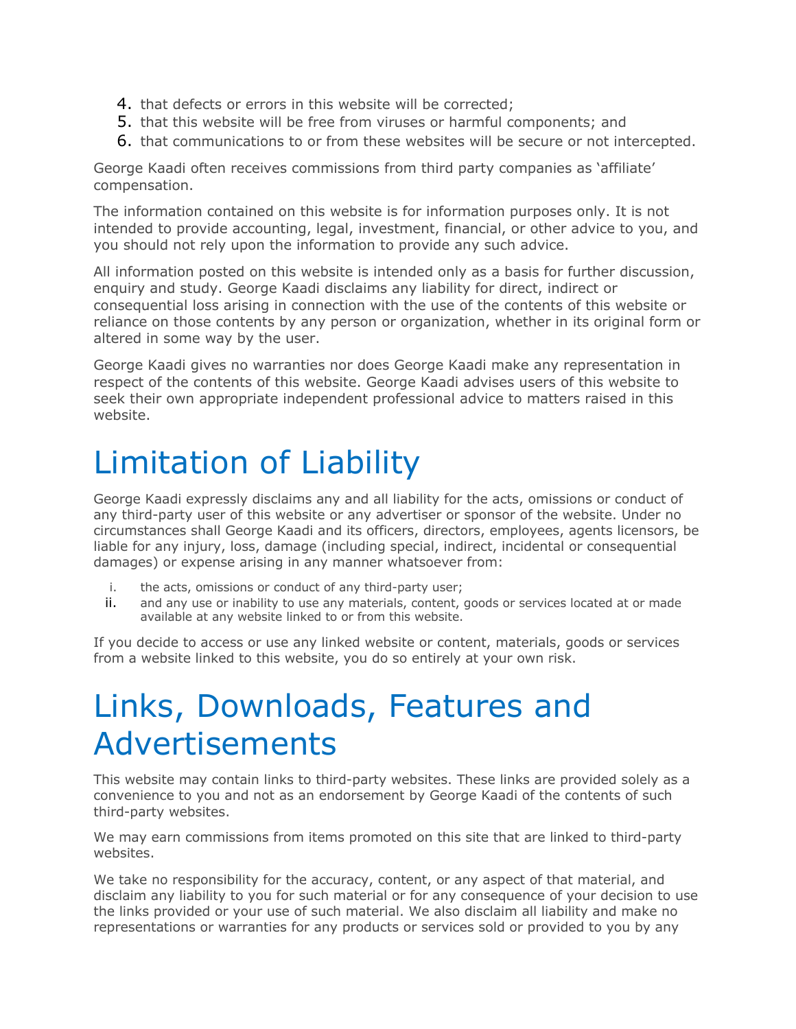4. that defects or errors in this website will be corrected;
5. that this website will be free from viruses or harmful components; and
6. that communications to or from these websites will be secure or not intercepted.

George Kaadi often receives commissions from third party companies as 'affiliate' compensation.

The information contained on this website is for information purposes only. It is not intended to provide accounting, legal, investment, financial, or other advice to you, and you should not rely upon the information to provide any such advice.

All information posted on this website is intended only as a basis for further discussion, enquiry and study. George Kaadi disclaims any liability for direct, indirect or consequential loss arising in connection with the use of the contents of this website or reliance on those contents by any person or organization, whether in its original form or altered in some way by the user.

George Kaadi gives no warranties nor does George Kaadi make any representation in respect of the contents of this website. George Kaadi advises users of this website to seek their own appropriate independent professional advice to matters raised in this website.

# Limitation of Liability

George Kaadi expressly disclaims any and all liability for the acts, omissions or conduct of any third-party user of this website or any advertiser or sponsor of the website. Under no circumstances shall George Kaadi and its officers, directors, employees, agents licensors, be liable for any injury, loss, damage (including special, indirect, incidental or consequential damages) or expense arising in any manner whatsoever from:

i. the acts, omissions or conduct of any third-party user;
ii. and any use or inability to use any materials, content, goods or services located at or made available at any website linked to or from this website.

If you decide to access or use any linked website or content, materials, goods or services from a website linked to this website, you do so entirely at your own risk.

# Links, Downloads, Features and Advertisements

This website may contain links to third-party websites. These links are provided solely as a convenience to you and not as an endorsement by George Kaadi of the contents of such third-party websites.

We may earn commissions from items promoted on this site that are linked to third-party websites.

We take no responsibility for the accuracy, content, or any aspect of that material, and disclaim any liability to you for such material or for any consequence of your decision to use the links provided or your use of such material. We also disclaim all liability and make no representations or warranties for any products or services sold or provided to you by any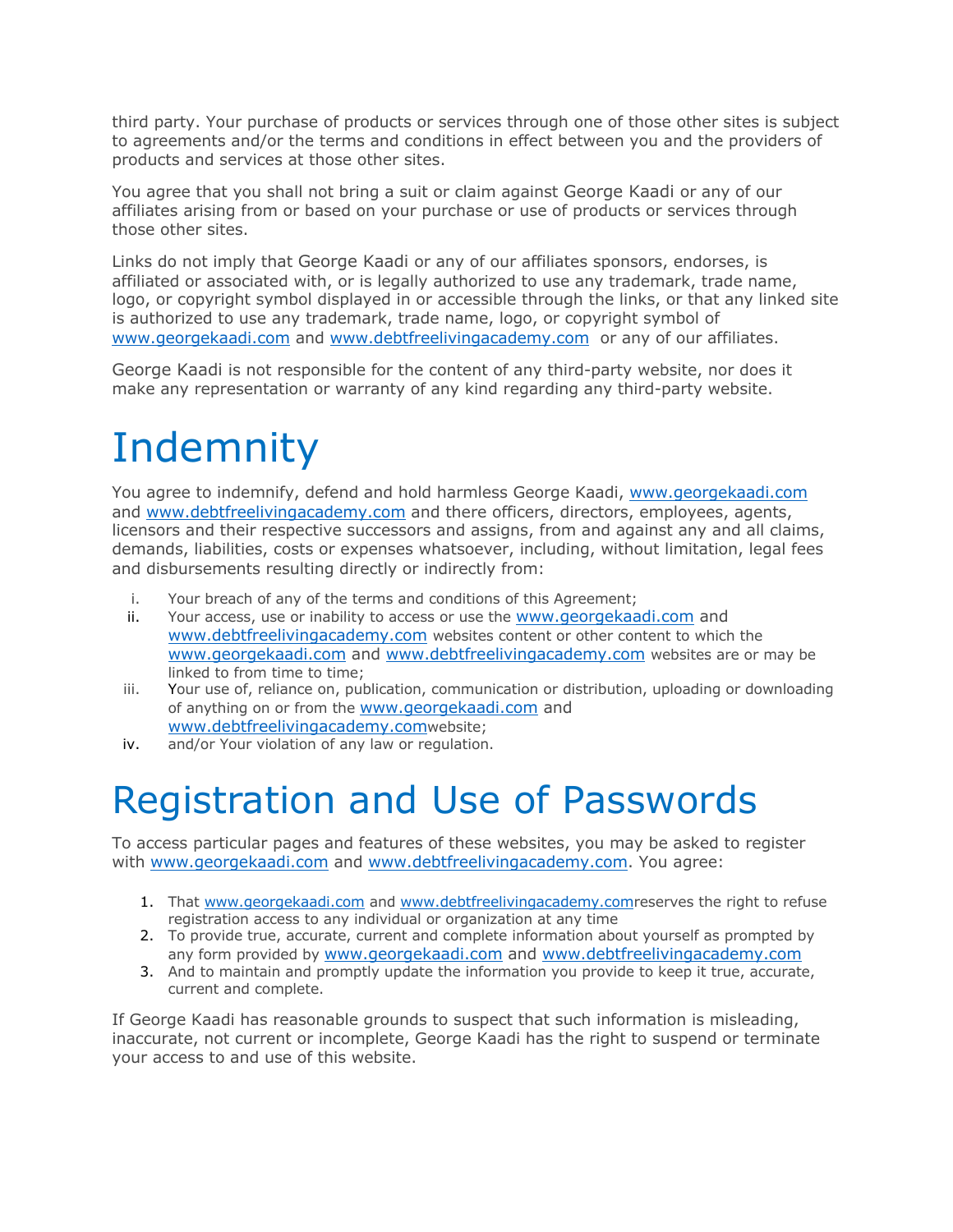third party. Your purchase of products or services through one of those other sites is subject to agreements and/or the terms and conditions in effect between you and the providers of products and services at those other sites.

You agree that you shall not bring a suit or claim against George Kaadi or any of our affiliates arising from or based on your purchase or use of products or services through those other sites.

Links do not imply that George Kaadi or any of our affiliates sponsors, endorses, is affiliated or associated with, or is legally authorized to use any trademark, trade name, logo, or copyright symbol displayed in or accessible through the links, or that any linked site is authorized to use any trademark, trade name, logo, or copyright symbol of www.georgekaadi.com and www.debtfreelivingacademy.com or any of our affiliates.

George Kaadi is not responsible for the content of any third-party website, nor does it make any representation or warranty of any kind regarding any third-party website.

# Indemnity

You agree to indemnify, defend and hold harmless George Kaadi, www.georgekaadi.com and www.debtfreelivingacademy.com and there officers, directors, employees, agents, licensors and their respective successors and assigns, from and against any and all claims, demands, liabilities, costs or expenses whatsoever, including, without limitation, legal fees and disbursements resulting directly or indirectly from:

i. Your breach of any of the terms and conditions of this Agreement;
ii. Your access, use or inability to access or use the www.georgekaadi.com and www.debtfreelivingacademy.com websites content or other content to which the www.georgekaadi.com and www.debtfreelivingacademy.com websites are or may be linked to from time to time;
iii. Your use of, reliance on, publication, communication or distribution, uploading or downloading of anything on or from the www.georgekaadi.com and www.debtfreelivingacademy.comwebsite;
iv. and/or Your violation of any law or regulation.

# Registration and Use of Passwords

To access particular pages and features of these websites, you may be asked to register with www.georgekaadi.com and www.debtfreelivingacademy.com. You agree:

1. That www.georgekaadi.com and www.debtfreelivingacademy.comreserves the right to refuse registration access to any individual or organization at any time
2. To provide true, accurate, current and complete information about yourself as prompted by any form provided by www.georgekaadi.com and www.debtfreelivingacademy.com
3. And to maintain and promptly update the information you provide to keep it true, accurate, current and complete.

If George Kaadi has reasonable grounds to suspect that such information is misleading, inaccurate, not current or incomplete, George Kaadi has the right to suspend or terminate your access to and use of this website.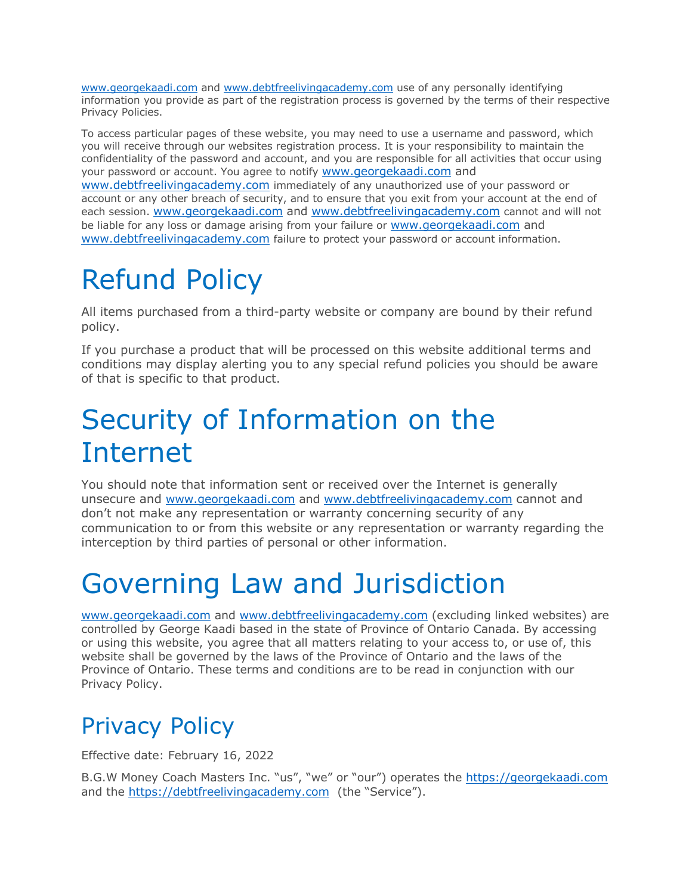www.georgekaadi.com and www.debtfreelivingacademy.com use of any personally identifying information you provide as part of the registration process is governed by the terms of their respective Privacy Policies.

To access particular pages of these website, you may need to use a username and password, which you will receive through our websites registration process. It is your responsibility to maintain the confidentiality of the password and account, and you are responsible for all activities that occur using your password or account. You agree to notify www.georgekaadi.com and www.debtfreelivingacademy.com immediately of any unauthorized use of your password or account or any other breach of security, and to ensure that you exit from your account at the end of each session. www.georgekaadi.com and www.debtfreelivingacademy.com cannot and will not be liable for any loss or damage arising from your failure or www.georgekaadi.com and www.debtfreelivingacademy.com failure to protect your password or account information.

# Refund Policy

All items purchased from a third-party website or company are bound by their refund policy.

If you purchase a product that will be processed on this website additional terms and conditions may display alerting you to any special refund policies you should be aware of that is specific to that product.

# Security of Information on the Internet

You should note that information sent or received over the Internet is generally unsecure and www.georgekaadi.com and www.debtfreelivingacademy.com cannot and don't not make any representation or warranty concerning security of any communication to or from this website or any representation or warranty regarding the interception by third parties of personal or other information.

# Governing Law and Jurisdiction

www.georgekaadi.com and www.debtfreelivingacademy.com (excluding linked websites) are controlled by George Kaadi based in the state of Province of Ontario Canada. By accessing or using this website, you agree that all matters relating to your access to, or use of, this website shall be governed by the laws of the Province of Ontario and the laws of the Province of Ontario. These terms and conditions are to be read in conjunction with our Privacy Policy.

## Privacy Policy

Effective date: February 16, 2022

B.G.W Money Coach Masters Inc. "us", "we" or "our") operates the https://georgekaadi.com and the https://debtfreelivingacademy.com (the "Service").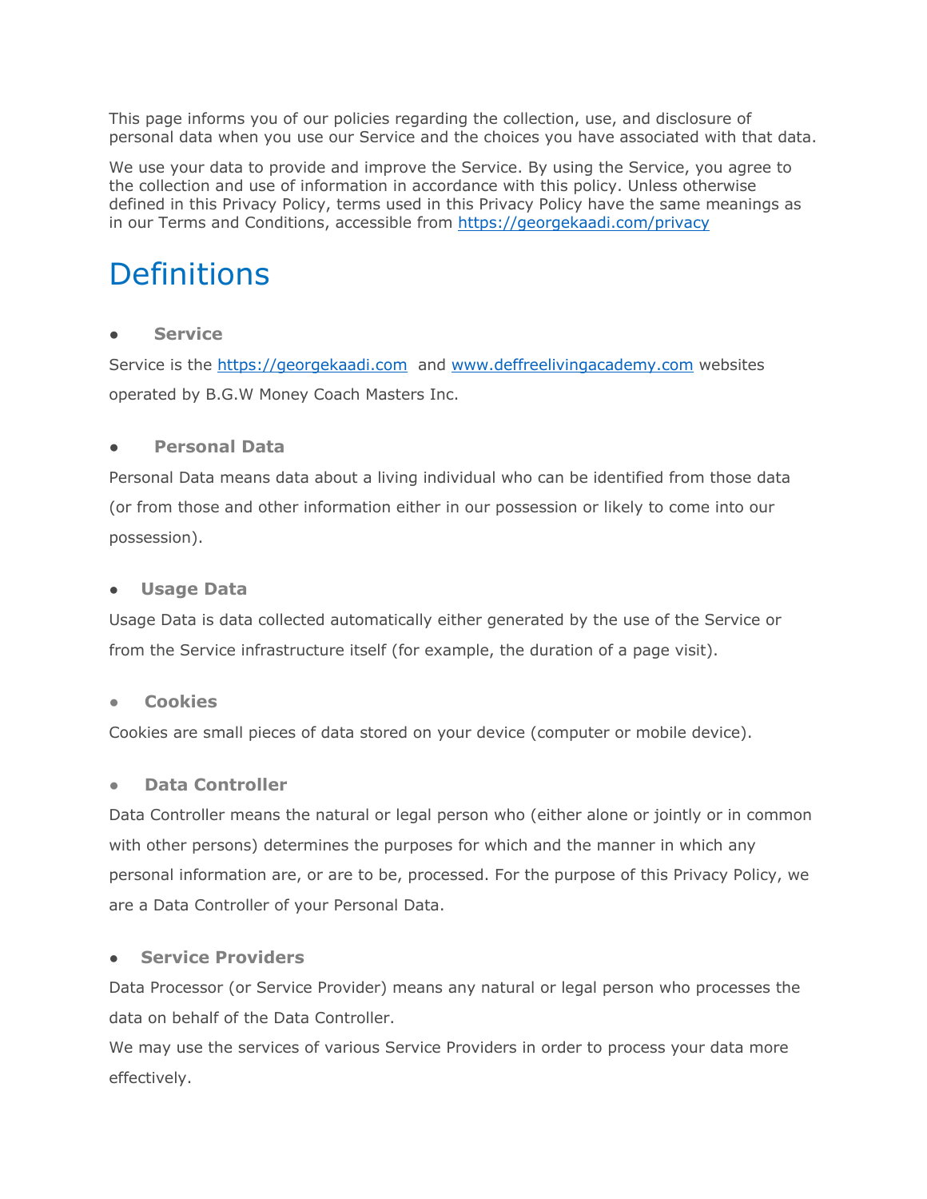This page informs you of our policies regarding the collection, use, and disclosure of personal data when you use our Service and the choices you have associated with that data.

We use your data to provide and improve the Service. By using the Service, you agree to the collection and use of information in accordance with this policy. Unless otherwise defined in this Privacy Policy, terms used in this Privacy Policy have the same meanings as in our Terms and Conditions, accessible from [https://georgekaadi.com/privacy](https://georgekaadi.com/privacy)

# Definitions

- **Service**

Service is the [https://georgekaadi.com](https://georgekaadi.com) and [www.deffreelivingacademy.com](www.deffreelivingacademy.com) websites operated by B.G.W Money Coach Masters Inc.

- **Personal Data**

Personal Data means data about a living individual who can be identified from those data (or from those and other information either in our possession or likely to come into our possession).

- **Usage Data**

Usage Data is data collected automatically either generated by the use of the Service or from the Service infrastructure itself (for example, the duration of a page visit).

- **Cookies**

Cookies are small pieces of data stored on your device (computer or mobile device).

- **Data Controller**

Data Controller means the natural or legal person who (either alone or jointly or in common with other persons) determines the purposes for which and the manner in which any personal information are, or are to be, processed. For the purpose of this Privacy Policy, we are a Data Controller of your Personal Data.

- **Service Providers**

Data Processor (or Service Provider) means any natural or legal person who processes the data on behalf of the Data Controller.
We may use the services of various Service Providers in order to process your data more effectively.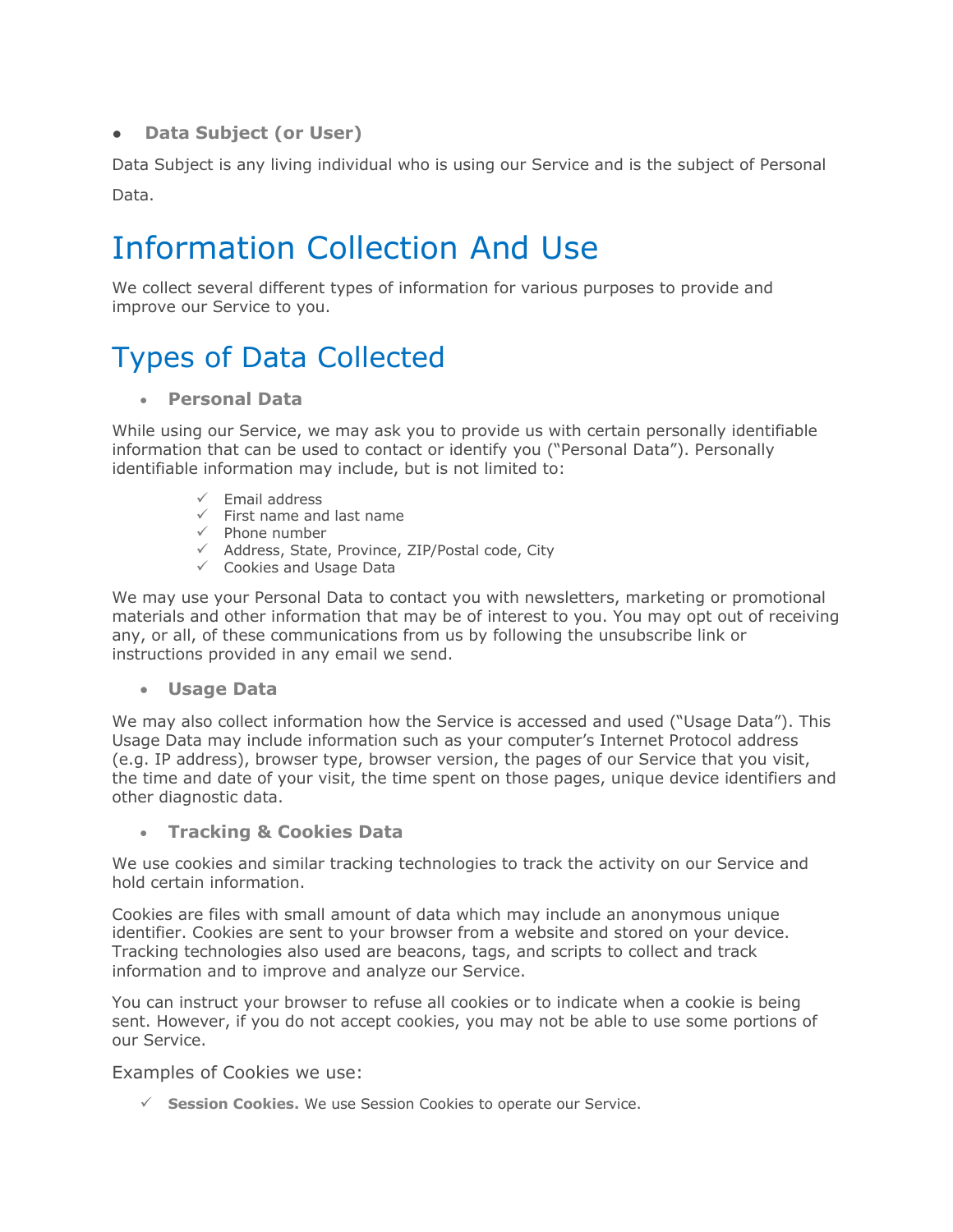- **Data Subject (or User)**

Data Subject is any living individual who is using our Service and is the subject of Personal Data.

# Information Collection And Use

We collect several different types of information for various purposes to provide and improve our Service to you.

# Types of Data Collected

- **Personal Data**

While using our Service, we may ask you to provide us with certain personally identifiable information that can be used to contact or identify you ("Personal Data"). Personally identifiable information may include, but is not limited to:

- ✓ Email address
- ✓ First name and last name
- ✓ Phone number
- ✓ Address, State, Province, ZIP/Postal code, City
- ✓ Cookies and Usage Data

We may use your Personal Data to contact you with newsletters, marketing or promotional materials and other information that may be of interest to you. You may opt out of receiving any, or all, of these communications from us by following the unsubscribe link or instructions provided in any email we send.

- **Usage Data**

We may also collect information how the Service is accessed and used ("Usage Data"). This Usage Data may include information such as your computer's Internet Protocol address (e.g. IP address), browser type, browser version, the pages of our Service that you visit, the time and date of your visit, the time spent on those pages, unique device identifiers and other diagnostic data.

- **Tracking & Cookies Data**

We use cookies and similar tracking technologies to track the activity on our Service and hold certain information.

Cookies are files with small amount of data which may include an anonymous unique identifier. Cookies are sent to your browser from a website and stored on your device. Tracking technologies also used are beacons, tags, and scripts to collect and track information and to improve and analyze our Service.

You can instruct your browser to refuse all cookies or to indicate when a cookie is being sent. However, if you do not accept cookies, you may not be able to use some portions of our Service.

Examples of Cookies we use:

- ✓ **Session Cookies.** We use Session Cookies to operate our Service.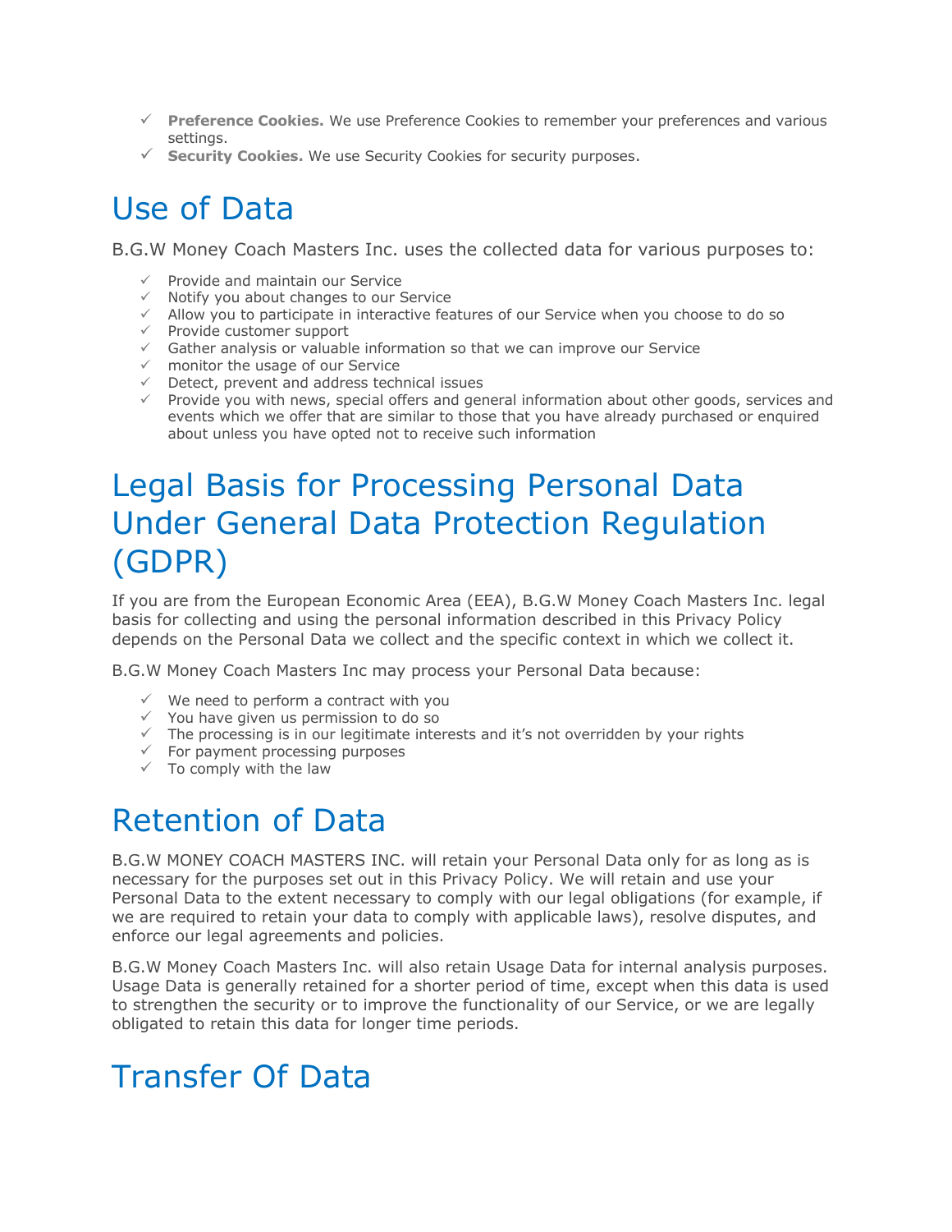- **Preference Cookies.** We use Preference Cookies to remember your preferences and various settings.
- **Security Cookies.** We use Security Cookies for security purposes.

# Use of Data

B.G.W Money Coach Masters Inc. uses the collected data for various purposes to:

- Provide and maintain our Service
- Notify you about changes to our Service
- Allow you to participate in interactive features of our Service when you choose to do so
- Provide customer support
- Gather analysis or valuable information so that we can improve our Service
- monitor the usage of our Service
- Detect, prevent and address technical issues
- Provide you with news, special offers and general information about other goods, services and events which we offer that are similar to those that you have already purchased or enquired about unless you have opted not to receive such information

# Legal Basis for Processing Personal Data Under General Data Protection Regulation (GDPR)

If you are from the European Economic Area (EEA), B.G.W Money Coach Masters Inc. legal basis for collecting and using the personal information described in this Privacy Policy depends on the Personal Data we collect and the specific context in which we collect it.

B.G.W Money Coach Masters Inc may process your Personal Data because:

- We need to perform a contract with you
- You have given us permission to do so
- The processing is in our legitimate interests and it's not overridden by your rights
- For payment processing purposes
- To comply with the law

# Retention of Data

B.G.W MONEY COACH MASTERS INC. will retain your Personal Data only for as long as is necessary for the purposes set out in this Privacy Policy. We will retain and use your Personal Data to the extent necessary to comply with our legal obligations (for example, if we are required to retain your data to comply with applicable laws), resolve disputes, and enforce our legal agreements and policies.

B.G.W Money Coach Masters Inc. will also retain Usage Data for internal analysis purposes. Usage Data is generally retained for a shorter period of time, except when this data is used to strengthen the security or to improve the functionality of our Service, or we are legally obligated to retain this data for longer time periods.

# Transfer Of Data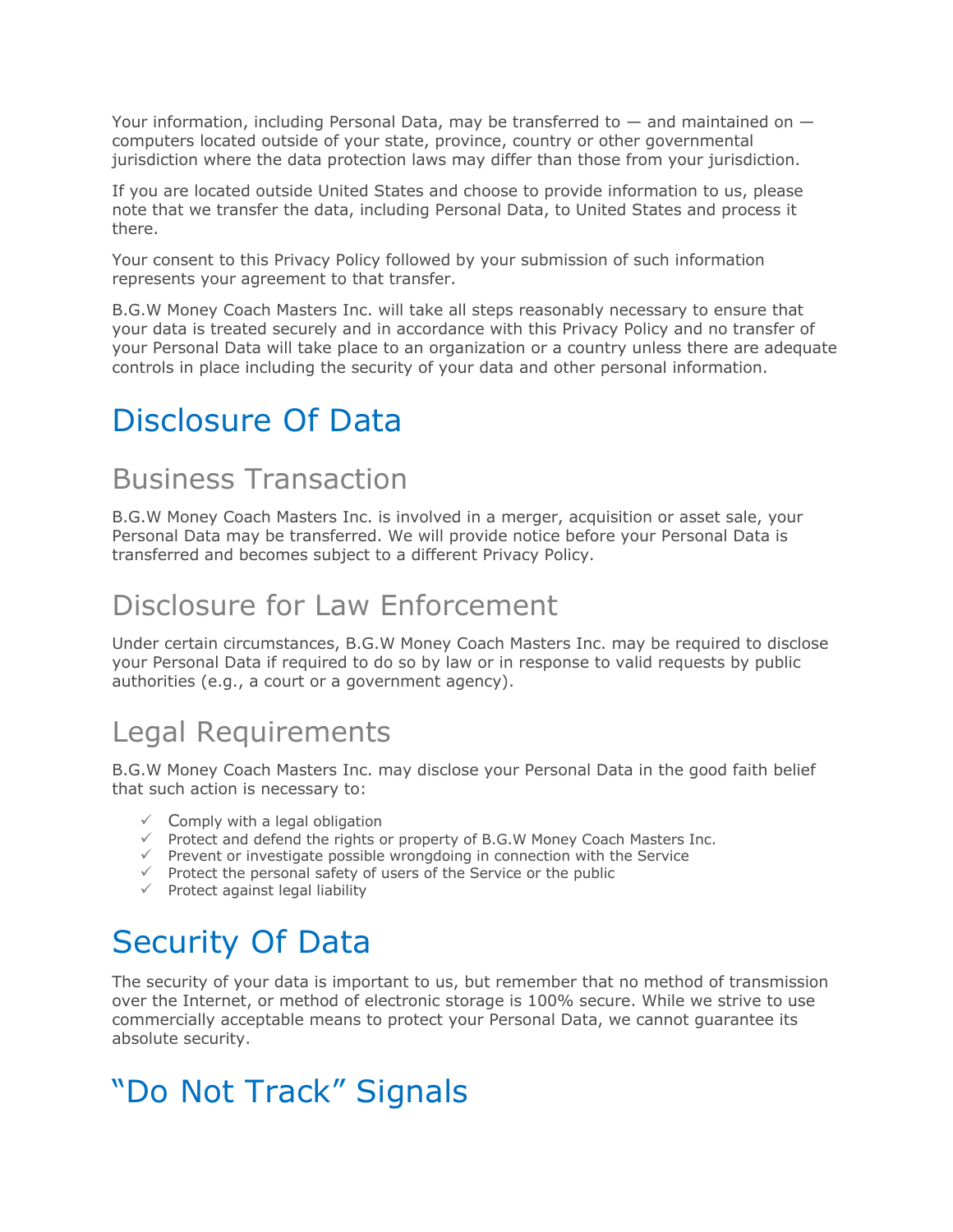Your information, including Personal Data, may be transferred to — and maintained on — computers located outside of your state, province, country or other governmental jurisdiction where the data protection laws may differ than those from your jurisdiction.

If you are located outside United States and choose to provide information to us, please note that we transfer the data, including Personal Data, to United States and process it there.

Your consent to this Privacy Policy followed by your submission of such information represents your agreement to that transfer.

B.G.W Money Coach Masters Inc. will take all steps reasonably necessary to ensure that your data is treated securely and in accordance with this Privacy Policy and no transfer of your Personal Data will take place to an organization or a country unless there are adequate controls in place including the security of your data and other personal information.

# Disclosure Of Data

## Business Transaction

B.G.W Money Coach Masters Inc. is involved in a merger, acquisition or asset sale, your Personal Data may be transferred. We will provide notice before your Personal Data is transferred and becomes subject to a different Privacy Policy.

## Disclosure for Law Enforcement

Under certain circumstances, B.G.W Money Coach Masters Inc. may be required to disclose your Personal Data if required to do so by law or in response to valid requests by public authorities (e.g., a court or a government agency).

## Legal Requirements

B.G.W Money Coach Masters Inc. may disclose your Personal Data in the good faith belief that such action is necessary to:

- ✓ Comply with a legal obligation
- ✓ Protect and defend the rights or property of B.G.W Money Coach Masters Inc.
- ✓ Prevent or investigate possible wrongdoing in connection with the Service
- ✓ Protect the personal safety of users of the Service or the public
- ✓ Protect against legal liability

# Security Of Data

The security of your data is important to us, but remember that no method of transmission over the Internet, or method of electronic storage is 100% secure. While we strive to use commercially acceptable means to protect your Personal Data, we cannot guarantee its absolute security.

# “Do Not Track” Signals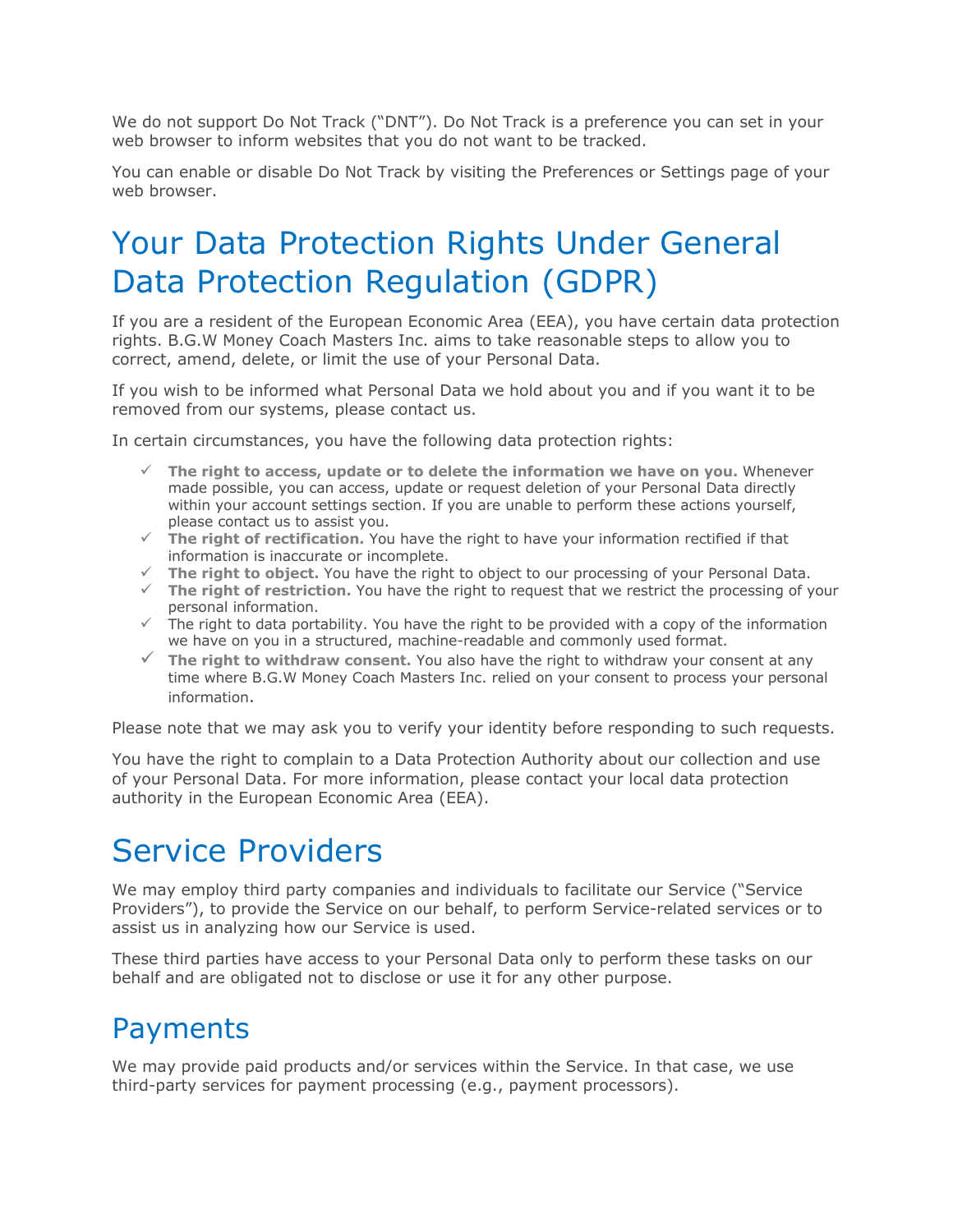We do not support Do Not Track ("DNT"). Do Not Track is a preference you can set in your web browser to inform websites that you do not want to be tracked.

You can enable or disable Do Not Track by visiting the Preferences or Settings page of your web browser.

# Your Data Protection Rights Under General Data Protection Regulation (GDPR)

If you are a resident of the European Economic Area (EEA), you have certain data protection rights. B.G.W Money Coach Masters Inc. aims to take reasonable steps to allow you to correct, amend, delete, or limit the use of your Personal Data.

If you wish to be informed what Personal Data we hold about you and if you want it to be removed from our systems, please contact us.

In certain circumstances, you have the following data protection rights:

- ✓ **The right to access, update or to delete the information we have on you.** Whenever made possible, you can access, update or request deletion of your Personal Data directly within your account settings section. If you are unable to perform these actions yourself, please contact us to assist you.
- ✓ **The right of rectification.** You have the right to have your information rectified if that information is inaccurate or incomplete.
- ✓ **The right to object.** You have the right to object to our processing of your Personal Data.
- ✓ **The right of restriction.** You have the right to request that we restrict the processing of your personal information.
- ✓ The right to data portability. You have the right to be provided with a copy of the information we have on you in a structured, machine-readable and commonly used format.
- ✓ **The right to withdraw consent.** You also have the right to withdraw your consent at any time where B.G.W Money Coach Masters Inc. relied on your consent to process your personal information.

Please note that we may ask you to verify your identity before responding to such requests.

You have the right to complain to a Data Protection Authority about our collection and use of your Personal Data. For more information, please contact your local data protection authority in the European Economic Area (EEA).

# Service Providers

We may employ third party companies and individuals to facilitate our Service ("Service Providers"), to provide the Service on our behalf, to perform Service-related services or to assist us in analyzing how our Service is used.

These third parties have access to your Personal Data only to perform these tasks on our behalf and are obligated not to disclose or use it for any other purpose.

## Payments

We may provide paid products and/or services within the Service. In that case, we use third-party services for payment processing (e.g., payment processors).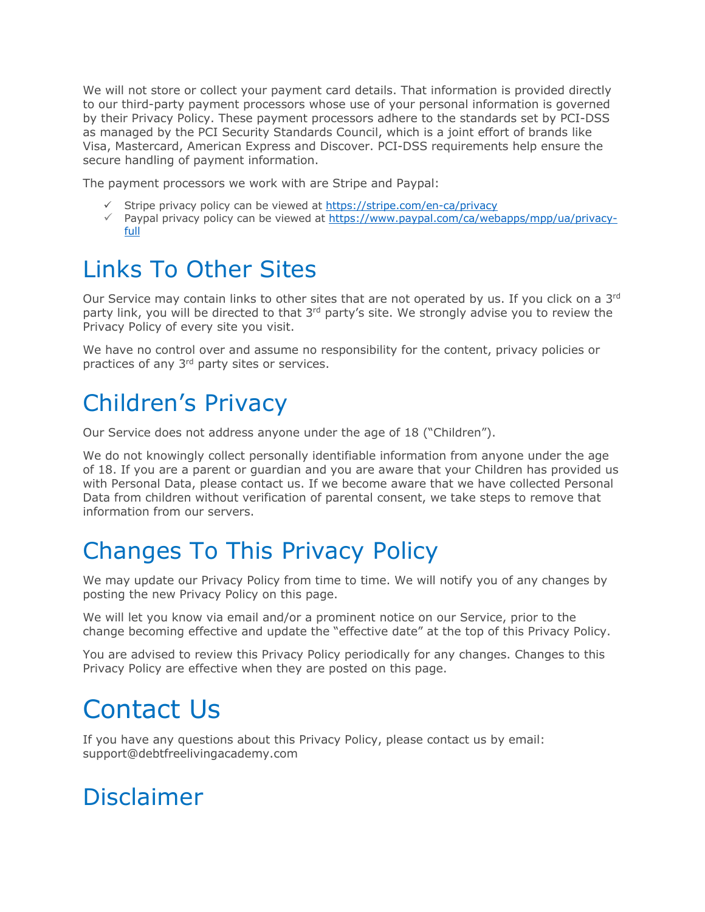We will not store or collect your payment card details. That information is provided directly to our third-party payment processors whose use of your personal information is governed by their Privacy Policy. These payment processors adhere to the standards set by PCI-DSS as managed by the PCI Security Standards Council, which is a joint effort of brands like Visa, Mastercard, American Express and Discover. PCI-DSS requirements help ensure the secure handling of payment information.

The payment processors we work with are Stripe and Paypal:

- ✓ Stripe privacy policy can be viewed at https://stripe.com/en-ca/privacy
- ✓ Paypal privacy policy can be viewed at https://www.paypal.com/ca/webapps/mpp/ua/privacy-full

# Links To Other Sites

Our Service may contain links to other sites that are not operated by us. If you click on a 3rd party link, you will be directed to that 3rd party's site. We strongly advise you to review the Privacy Policy of every site you visit.

We have no control over and assume no responsibility for the content, privacy policies or practices of any 3rd party sites or services.

# Children's Privacy

Our Service does not address anyone under the age of 18 ("Children").

We do not knowingly collect personally identifiable information from anyone under the age of 18. If you are a parent or guardian and you are aware that your Children has provided us with Personal Data, please contact us. If we become aware that we have collected Personal Data from children without verification of parental consent, we take steps to remove that information from our servers.

# Changes To This Privacy Policy

We may update our Privacy Policy from time to time. We will notify you of any changes by posting the new Privacy Policy on this page.

We will let you know via email and/or a prominent notice on our Service, prior to the change becoming effective and update the "effective date" at the top of this Privacy Policy.

You are advised to review this Privacy Policy periodically for any changes. Changes to this Privacy Policy are effective when they are posted on this page.

# Contact Us

If you have any questions about this Privacy Policy, please contact us by email: support@debtfreelivingacademy.com

# Disclaimer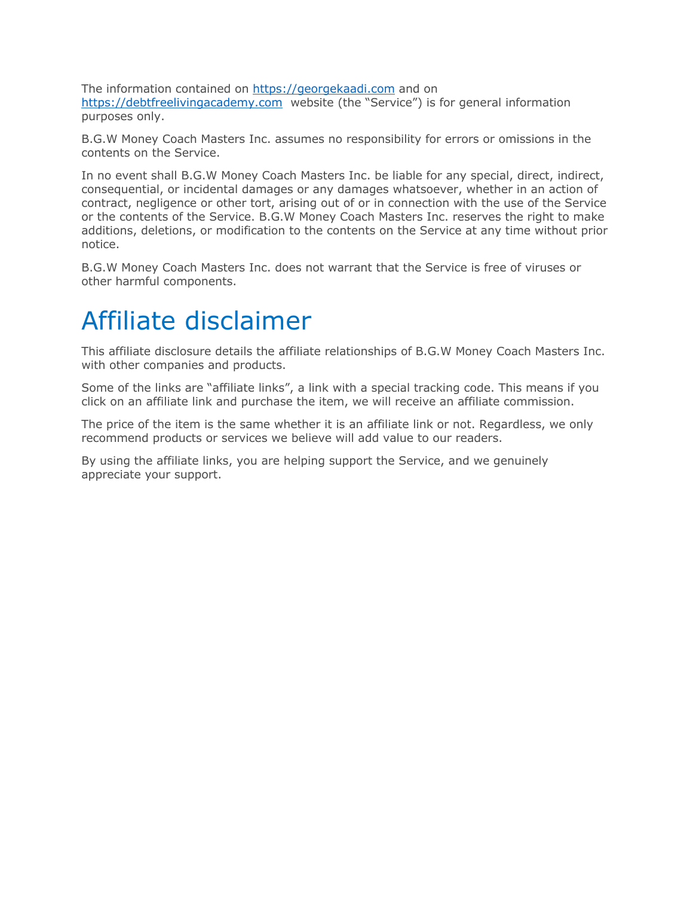The information contained on https://georgekaadi.com and on https://debtfreelivingacademy.com website (the "Service") is for general information purposes only.

B.G.W Money Coach Masters Inc. assumes no responsibility for errors or omissions in the contents on the Service.

In no event shall B.G.W Money Coach Masters Inc. be liable for any special, direct, indirect, consequential, or incidental damages or any damages whatsoever, whether in an action of contract, negligence or other tort, arising out of or in connection with the use of the Service or the contents of the Service. B.G.W Money Coach Masters Inc. reserves the right to make additions, deletions, or modification to the contents on the Service at any time without prior notice.

B.G.W Money Coach Masters Inc. does not warrant that the Service is free of viruses or other harmful components.

# Affiliate disclaimer

This affiliate disclosure details the affiliate relationships of B.G.W Money Coach Masters Inc. with other companies and products.

Some of the links are "affiliate links", a link with a special tracking code. This means if you click on an affiliate link and purchase the item, we will receive an affiliate commission.

The price of the item is the same whether it is an affiliate link or not. Regardless, we only recommend products or services we believe will add value to our readers.

By using the affiliate links, you are helping support the Service, and we genuinely appreciate your support.